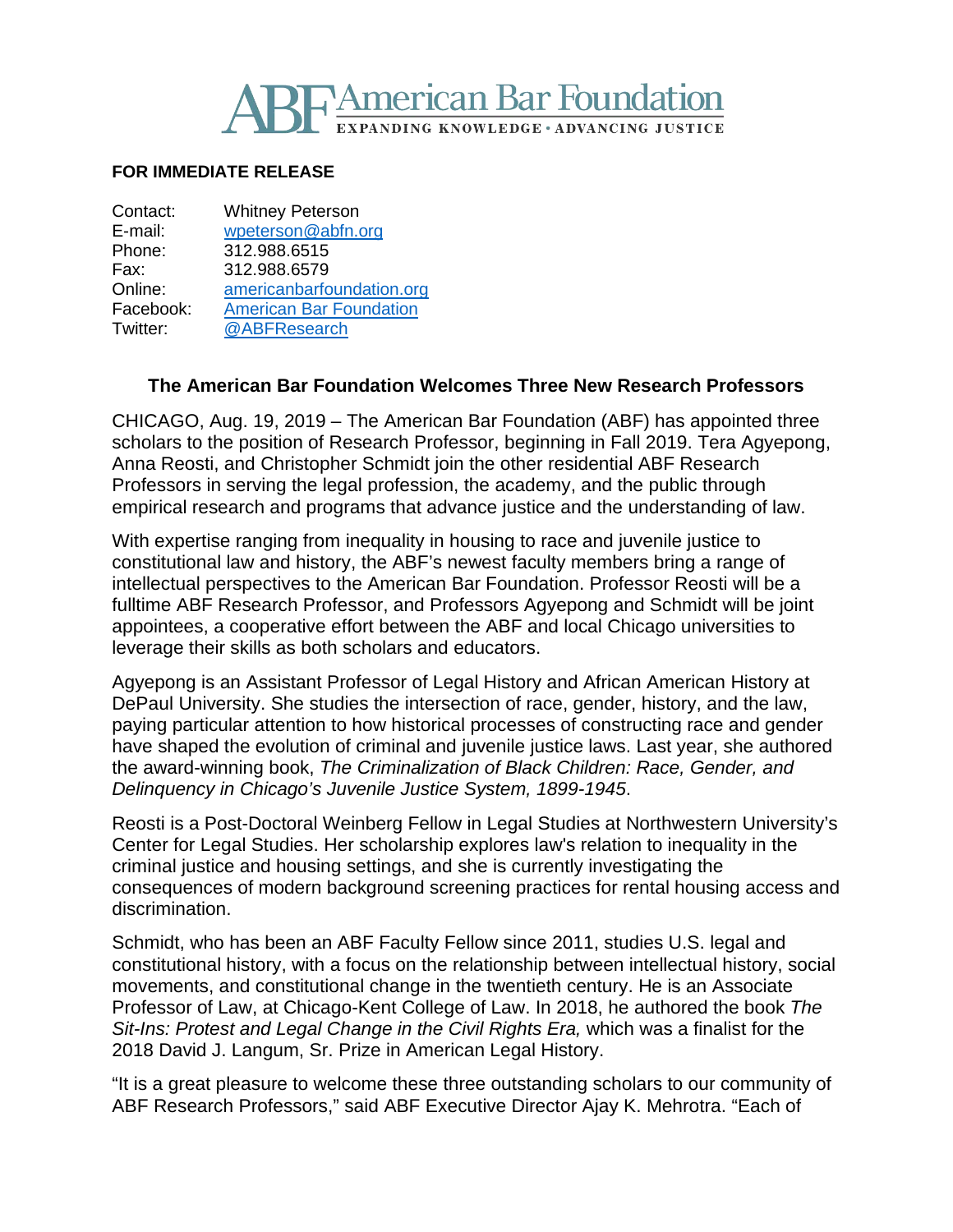# ABF American Bar Foundation

EXPANDING KNOWLEDGE • ADVANCING JUSTICE

**FOR IMMEDIATE RELEASE**

| | |
|---|---|
| Contact: | Whitney Peterson |
| E-mail: | wpeterson@abfn.org |
| Phone: | 312.988.6515 |
| Fax: | 312.988.6579 |
| Online: | americanbarfoundation.org |
| Facebook: | American Bar Foundation |
| Twitter: | @ABFResearch |

## The American Bar Foundation Welcomes Three New Research Professors

CHICAGO, Aug. 19, 2019 – The American Bar Foundation (ABF) has appointed three scholars to the position of Research Professor, beginning in Fall 2019. Tera Agyepong, Anna Reosti, and Christopher Schmidt join the other residential ABF Research Professors in serving the legal profession, the academy, and the public through empirical research and programs that advance justice and the understanding of law.

With expertise ranging from inequality in housing to race and juvenile justice to constitutional law and history, the ABF's newest faculty members bring a range of intellectual perspectives to the American Bar Foundation. Professor Reosti will be a fulltime ABF Research Professor, and Professors Agyepong and Schmidt will be joint appointees, a cooperative effort between the ABF and local Chicago universities to leverage their skills as both scholars and educators.

Agyepong is an Assistant Professor of Legal History and African American History at DePaul University. She studies the intersection of race, gender, history, and the law, paying particular attention to how historical processes of constructing race and gender have shaped the evolution of criminal and juvenile justice laws. Last year, she authored the award-winning book, *The Criminalization of Black Children: Race, Gender, and Delinquency in Chicago's Juvenile Justice System, 1899-1945*.

Reosti is a Post-Doctoral Weinberg Fellow in Legal Studies at Northwestern University's Center for Legal Studies. Her scholarship explores law's relation to inequality in the criminal justice and housing settings, and she is currently investigating the consequences of modern background screening practices for rental housing access and discrimination.

Schmidt, who has been an ABF Faculty Fellow since 2011, studies U.S. legal and constitutional history, with a focus on the relationship between intellectual history, social movements, and constitutional change in the twentieth century. He is an Associate Professor of Law, at Chicago-Kent College of Law. In 2018, he authored the book *The Sit-Ins: Protest and Legal Change in the Civil Rights Era,* which was a finalist for the 2018 David J. Langum, Sr. Prize in American Legal History.

"It is a great pleasure to welcome these three outstanding scholars to our community of ABF Research Professors," said ABF Executive Director Ajay K. Mehrotra. "Each of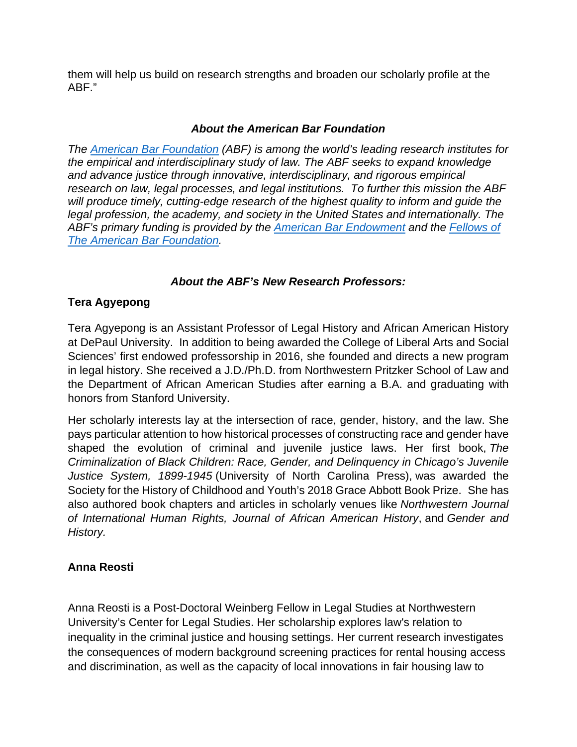them will help us build on research strengths and broaden our scholarly profile at the ABF."

### *About the American Bar Foundation*

*The [American Bar Foundation](#) (ABF) is among the world's leading research institutes for the empirical and interdisciplinary study of law. The ABF seeks to expand knowledge and advance justice through innovative, interdisciplinary, and rigorous empirical research on law, legal processes, and legal institutions. To further this mission the ABF will produce timely, cutting-edge research of the highest quality to inform and guide the legal profession, the academy, and society in the United States and internationally. The ABF's primary funding is provided by the [American Bar Endowment](#) and the [Fellows of The American Bar Foundation](#).*

### *About the ABF's New Research Professors:*

**Tera Agyepong**

Tera Agyepong is an Assistant Professor of Legal History and African American History at DePaul University. In addition to being awarded the College of Liberal Arts and Social Sciences' first endowed professorship in 2016, she founded and directs a new program in legal history. She received a J.D./Ph.D. from Northwestern Pritzker School of Law and the Department of African American Studies after earning a B.A. and graduating with honors from Stanford University.

Her scholarly interests lay at the intersection of race, gender, history, and the law. She pays particular attention to how historical processes of constructing race and gender have shaped the evolution of criminal and juvenile justice laws. Her first book, *The Criminalization of Black Children: Race, Gender, and Delinquency in Chicago's Juvenile Justice System, 1899-1945* (University of North Carolina Press), was awarded the Society for the History of Childhood and Youth's 2018 Grace Abbott Book Prize. She has also authored book chapters and articles in scholarly venues like *Northwestern Journal of International Human Rights, Journal of African American History*, and *Gender and History.*

**Anna Reosti**

Anna Reosti is a Post-Doctoral Weinberg Fellow in Legal Studies at Northwestern University's Center for Legal Studies. Her scholarship explores law's relation to inequality in the criminal justice and housing settings. Her current research investigates the consequences of modern background screening practices for rental housing access and discrimination, as well as the capacity of local innovations in fair housing law to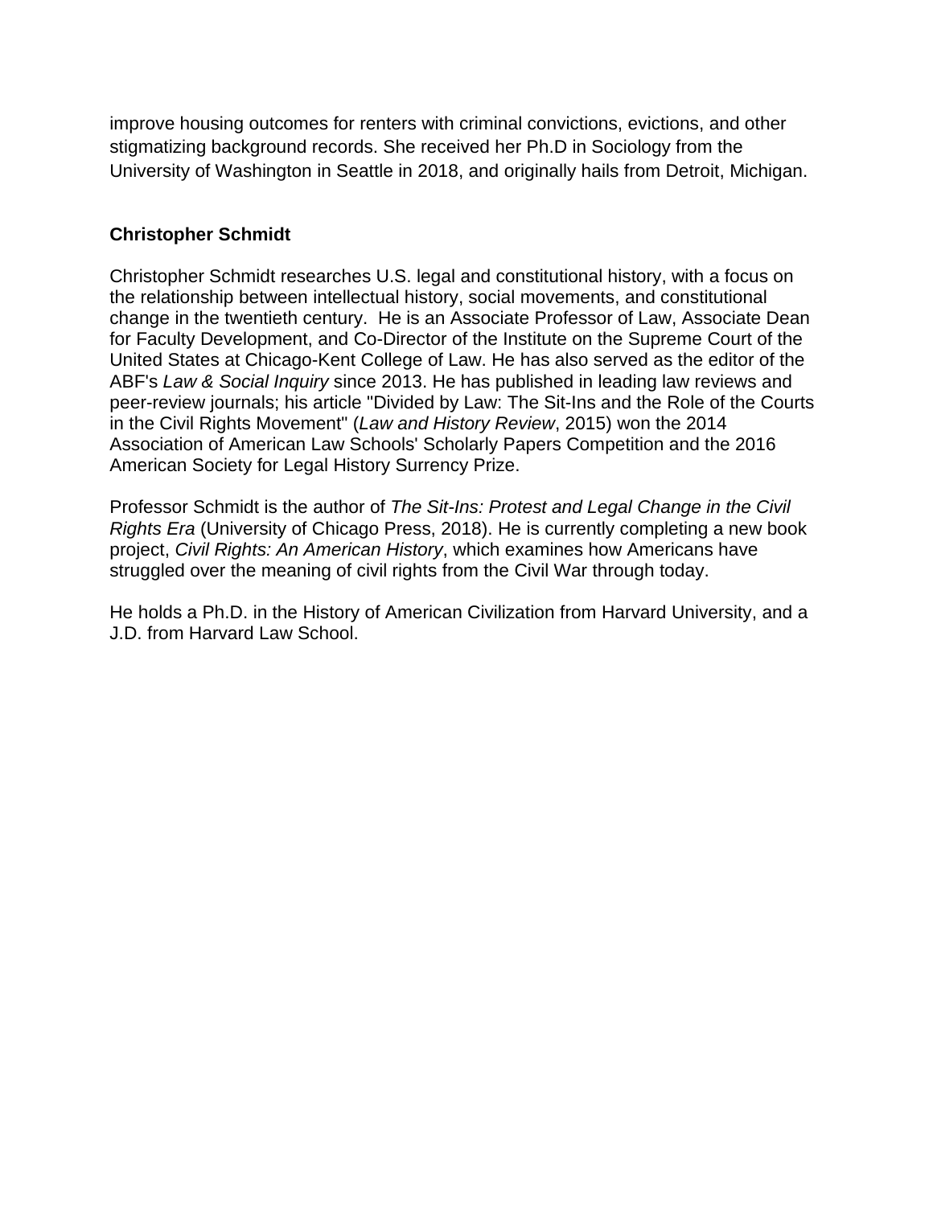improve housing outcomes for renters with criminal convictions, evictions, and other stigmatizing background records. She received her Ph.D in Sociology from the University of Washington in Seattle in 2018, and originally hails from Detroit, Michigan.

**Christopher Schmidt**

Christopher Schmidt researches U.S. legal and constitutional history, with a focus on the relationship between intellectual history, social movements, and constitutional change in the twentieth century. He is an Associate Professor of Law, Associate Dean for Faculty Development, and Co-Director of the Institute on the Supreme Court of the United States at Chicago-Kent College of Law. He has also served as the editor of the ABF's *Law & Social Inquiry* since 2013. He has published in leading law reviews and peer-review journals; his article "Divided by Law: The Sit-Ins and the Role of the Courts in the Civil Rights Movement" (*Law and History Review*, 2015) won the 2014 Association of American Law Schools' Scholarly Papers Competition and the 2016 American Society for Legal History Surrency Prize.

Professor Schmidt is the author of *The Sit-Ins: Protest and Legal Change in the Civil Rights Era* (University of Chicago Press, 2018). He is currently completing a new book project, *Civil Rights: An American History*, which examines how Americans have struggled over the meaning of civil rights from the Civil War through today.

He holds a Ph.D. in the History of American Civilization from Harvard University, and a J.D. from Harvard Law School.